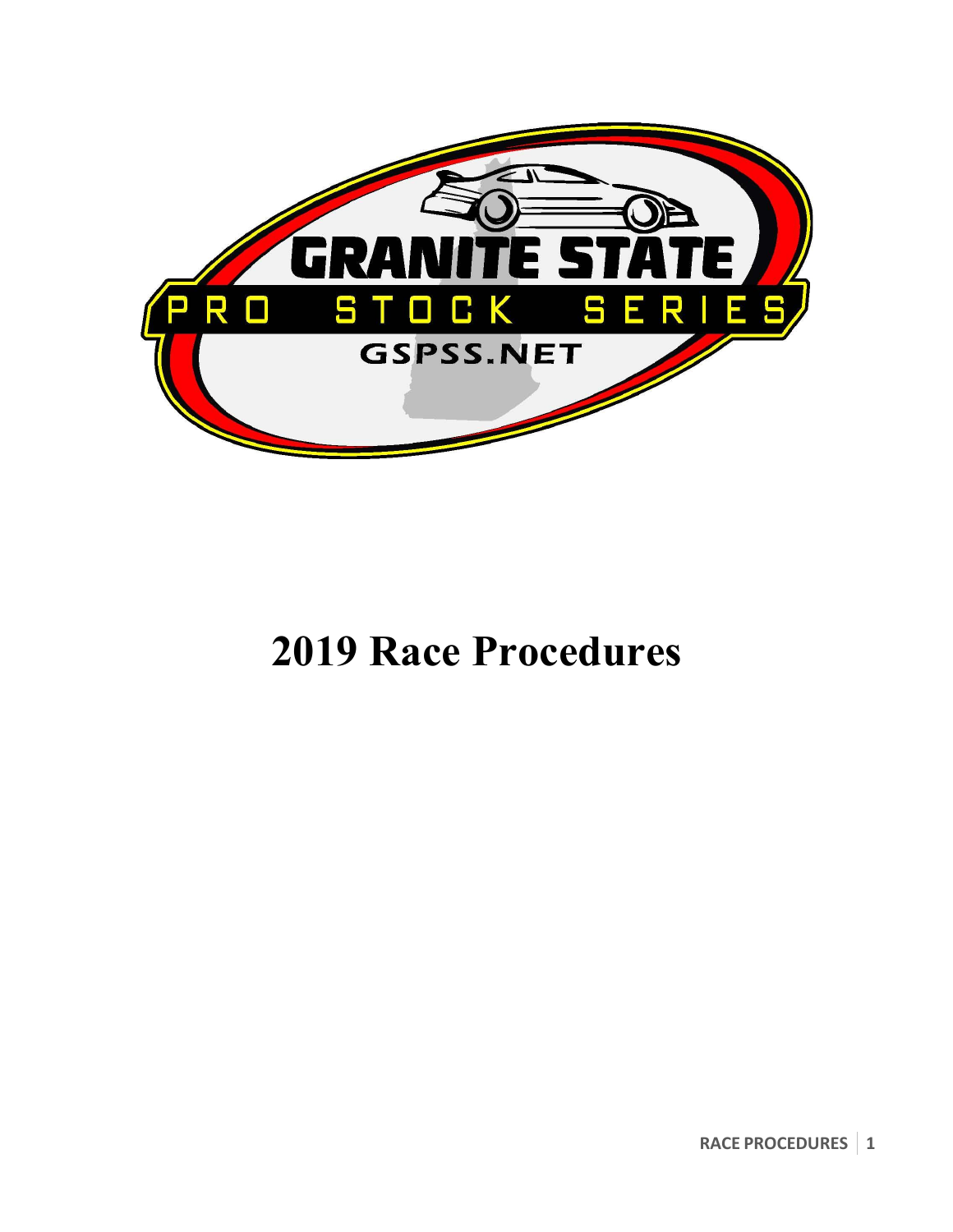GRANITE STATE

PRO STOCK SERIES

GSPSS.NET

# 2019 Race Procedures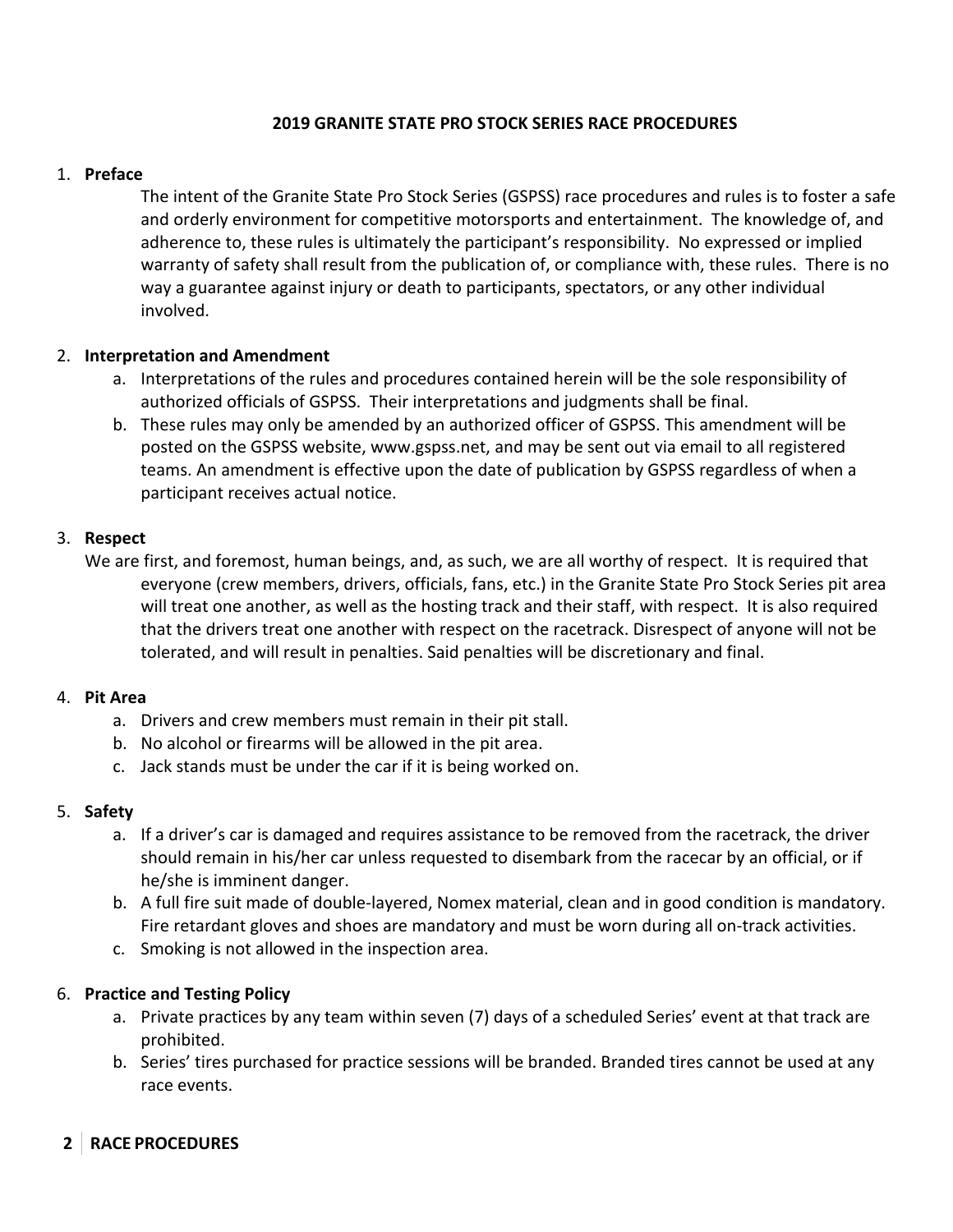# 2019 GRANITE STATE PRO STOCK SERIES RACE PROCEDURES

1. **Preface**

   The intent of the Granite State Pro Stock Series (GSPSS) race procedures and rules is to foster a safe and orderly environment for competitive motorsports and entertainment. The knowledge of, and adherence to, these rules is ultimately the participant's responsibility. No expressed or implied warranty of safety shall result from the publication of, or compliance with, these rules. There is no way a guarantee against injury or death to participants, spectators, or any other individual involved.

2. **Interpretation and Amendment**
   a. Interpretations of the rules and procedures contained herein will be the sole responsibility of authorized officials of GSPSS. Their interpretations and judgments shall be final.
   b. These rules may only be amended by an authorized officer of GSPSS. This amendment will be posted on the GSPSS website, www.gspss.net, and may be sent out via email to all registered teams. An amendment is effective upon the date of publication by GSPSS regardless of when a participant receives actual notice.

3. **Respect**

   We are first, and foremost, human beings, and, as such, we are all worthy of respect. It is required that everyone (crew members, drivers, officials, fans, etc.) in the Granite State Pro Stock Series pit area will treat one another, as well as the hosting track and their staff, with respect. It is also required that the drivers treat one another with respect on the racetrack. Disrespect of anyone will not be tolerated, and will result in penalties. Said penalties will be discretionary and final.

4. **Pit Area**
   a. Drivers and crew members must remain in their pit stall.
   b. No alcohol or firearms will be allowed in the pit area.
   c. Jack stands must be under the car if it is being worked on.

5. **Safety**
   a. If a driver's car is damaged and requires assistance to be removed from the racetrack, the driver should remain in his/her car unless requested to disembark from the racecar by an official, or if he/she is imminent danger.
   b. A full fire suit made of double-layered, Nomex material, clean and in good condition is mandatory. Fire retardant gloves and shoes are mandatory and must be worn during all on-track activities.
   c. Smoking is not allowed in the inspection area.

6. **Practice and Testing Policy**
   a. Private practices by any team within seven (7) days of a scheduled Series' event at that track are prohibited.
   b. Series' tires purchased for practice sessions will be branded. Branded tires cannot be used at any race events.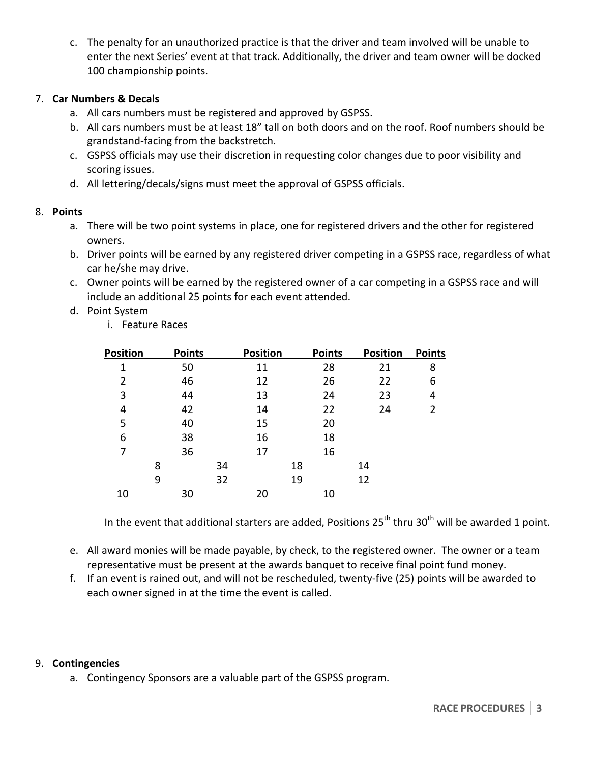c. The penalty for an unauthorized practice is that the driver and team involved will be unable to enter the next Series' event at that track. Additionally, the driver and team owner will be docked 100 championship points.

7. **Car Numbers & Decals**
    a. All cars numbers must be registered and approved by GSPSS.
    b. All cars numbers must be at least 18" tall on both doors and on the roof. Roof numbers should be grandstand-facing from the backstretch.
    c. GSPSS officials may use their discretion in requesting color changes due to poor visibility and scoring issues.
    d. All lettering/decals/signs must meet the approval of GSPSS officials.

8. **Points**
    a. There will be two point systems in place, one for registered drivers and the other for registered owners.
    b. Driver points will be earned by any registered driver competing in a GSPSS race, regardless of what car he/she may drive.
    c. Owner points will be earned by the registered owner of a car competing in a GSPSS race and will include an additional 25 points for each event attended.
    d. Point System
        i. Feature Races

| Position | Points | Position | Points | Position | Points |
|---|---|---|---|---|---|
| 1 | 50 | 11 | 28 | 21 | 8 |
| 2 | 46 | 12 | 26 | 22 | 6 |
| 3 | 44 | 13 | 24 | 23 | 4 |
| 4 | 42 | 14 | 22 | 24 | 2 |
| 5 | 40 | 15 | 20 | | |
| 6 | 38 | 16 | 18 | | |
| 7 | 36 | 17 | 16 | | |
| 8 | 34 | 18 | 14 | | |
| 9 | 32 | 19 | 12 | | |
| 10 | 30 | 20 | 10 | | |

In the event that additional starters are added, Positions 25th thru 30th will be awarded 1 point.

    e. All award monies will be made payable, by check, to the registered owner. The owner or a team representative must be present at the awards banquet to receive final point fund money.
    f. If an event is rained out, and will not be rescheduled, twenty-five (25) points will be awarded to each owner signed in at the time the event is called.

9. **Contingencies**
    a. Contingency Sponsors are a valuable part of the GSPSS program.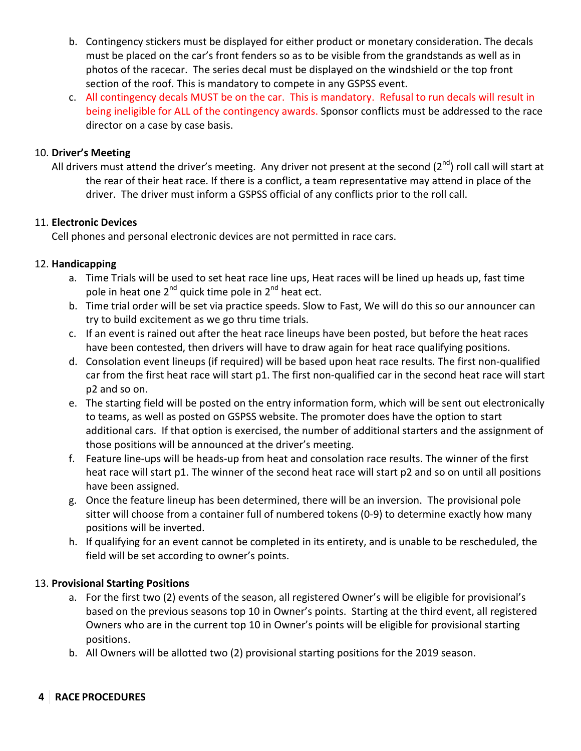b. Contingency stickers must be displayed for either product or monetary consideration. The decals must be placed on the car's front fenders so as to be visible from the grandstands as well as in photos of the racecar. The series decal must be displayed on the windshield or the top front section of the roof. This is mandatory to compete in any GSPSS event.

c. All contingency decals MUST be on the car. This is mandatory. Refusal to run decals will result in being ineligible for ALL of the contingency awards. Sponsor conflicts must be addressed to the race director on a case by case basis.

10. **Driver's Meeting**

All drivers must attend the driver's meeting. Any driver not present at the second (2nd) roll call will start at the rear of their heat race. If there is a conflict, a team representative may attend in place of the driver. The driver must inform a GSPSS official of any conflicts prior to the roll call.

11. **Electronic Devices**

Cell phones and personal electronic devices are not permitted in race cars.

12. **Handicapping**

a. Time Trials will be used to set heat race line ups, Heat races will be lined up heads up, fast time pole in heat one 2nd quick time pole in 2nd heat ect.

b. Time trial order will be set via practice speeds. Slow to Fast, We will do this so our announcer can try to build excitement as we go thru time trials.

c. If an event is rained out after the heat race lineups have been posted, but before the heat races have been contested, then drivers will have to draw again for heat race qualifying positions.

d. Consolation event lineups (if required) will be based upon heat race results. The first non-qualified car from the first heat race will start p1. The first non-qualified car in the second heat race will start p2 and so on.

e. The starting field will be posted on the entry information form, which will be sent out electronically to teams, as well as posted on GSPSS website. The promoter does have the option to start additional cars. If that option is exercised, the number of additional starters and the assignment of those positions will be announced at the driver's meeting.

f. Feature line-ups will be heads-up from heat and consolation race results. The winner of the first heat race will start p1. The winner of the second heat race will start p2 and so on until all positions have been assigned.

g. Once the feature lineup has been determined, there will be an inversion. The provisional pole sitter will choose from a container full of numbered tokens (0-9) to determine exactly how many positions will be inverted.

h. If qualifying for an event cannot be completed in its entirety, and is unable to be rescheduled, the field will be set according to owner's points.

13. **Provisional Starting Positions**

a. For the first two (2) events of the season, all registered Owner's will be eligible for provisional's based on the previous seasons top 10 in Owner's points. Starting at the third event, all registered Owners who are in the current top 10 in Owner's points will be eligible for provisional starting positions.

b. All Owners will be allotted two (2) provisional starting positions for the 2019 season.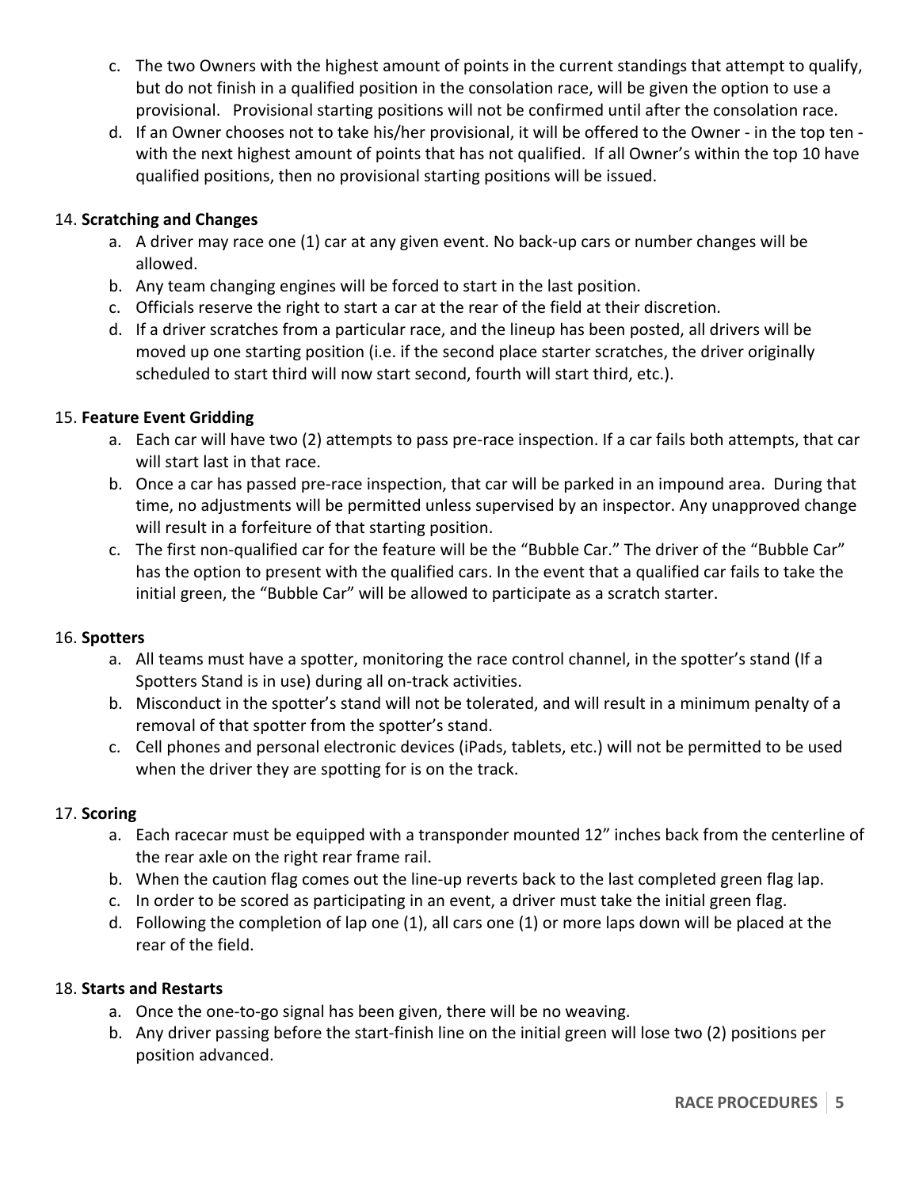c. The two Owners with the highest amount of points in the current standings that attempt to qualify, but do not finish in a qualified position in the consolation race, will be given the option to use a provisional. Provisional starting positions will not be confirmed until after the consolation race.

d. If an Owner chooses not to take his/her provisional, it will be offered to the Owner - in the top ten - with the next highest amount of points that has not qualified. If all Owner's within the top 10 have qualified positions, then no provisional starting positions will be issued.

14. **Scratching and Changes**

a. A driver may race one (1) car at any given event. No back-up cars or number changes will be allowed.

b. Any team changing engines will be forced to start in the last position.

c. Officials reserve the right to start a car at the rear of the field at their discretion.

d. If a driver scratches from a particular race, and the lineup has been posted, all drivers will be moved up one starting position (i.e. if the second place starter scratches, the driver originally scheduled to start third will now start second, fourth will start third, etc.).

15. **Feature Event Gridding**

a. Each car will have two (2) attempts to pass pre-race inspection. If a car fails both attempts, that car will start last in that race.

b. Once a car has passed pre-race inspection, that car will be parked in an impound area. During that time, no adjustments will be permitted unless supervised by an inspector. Any unapproved change will result in a forfeiture of that starting position.

c. The first non-qualified car for the feature will be the "Bubble Car." The driver of the "Bubble Car" has the option to present with the qualified cars. In the event that a qualified car fails to take the initial green, the "Bubble Car" will be allowed to participate as a scratch starter.

16. **Spotters**

a. All teams must have a spotter, monitoring the race control channel, in the spotter's stand (If a Spotters Stand is in use) during all on-track activities.

b. Misconduct in the spotter's stand will not be tolerated, and will result in a minimum penalty of a removal of that spotter from the spotter's stand.

c. Cell phones and personal electronic devices (iPads, tablets, etc.) will not be permitted to be used when the driver they are spotting for is on the track.

17. **Scoring**

a. Each racecar must be equipped with a transponder mounted 12" inches back from the centerline of the rear axle on the right rear frame rail.

b. When the caution flag comes out the line-up reverts back to the last completed green flag lap.

c. In order to be scored as participating in an event, a driver must take the initial green flag.

d. Following the completion of lap one (1), all cars one (1) or more laps down will be placed at the rear of the field.

18. **Starts and Restarts**

a. Once the one-to-go signal has been given, there will be no weaving.

b. Any driver passing before the start-finish line on the initial green will lose two (2) positions per position advanced.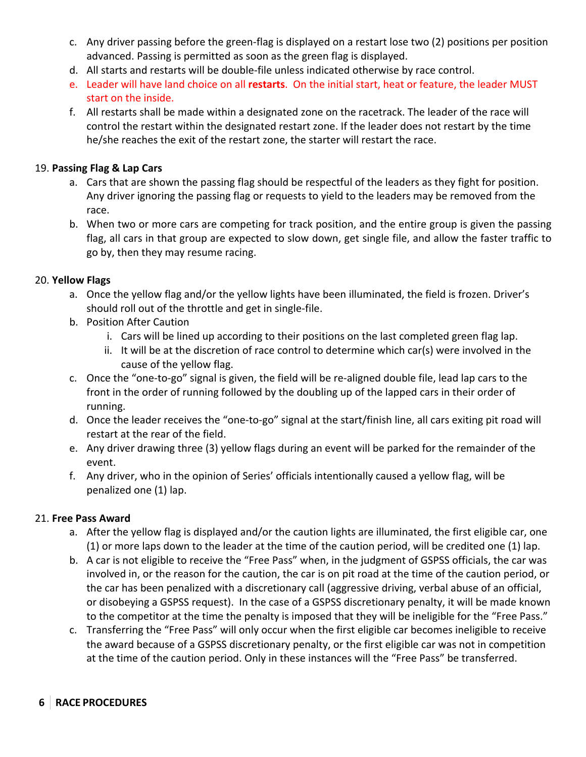c. Any driver passing before the green-flag is displayed on a restart lose two (2) positions per position advanced. Passing is permitted as soon as the green flag is displayed.
d. All starts and restarts will be double-file unless indicated otherwise by race control.
e. Leader will have land choice on all **restarts**. On the initial start, heat or feature, the leader MUST start on the inside.
f. All restarts shall be made within a designated zone on the racetrack. The leader of the race will control the restart within the designated restart zone. If the leader does not restart by the time he/she reaches the exit of the restart zone, the starter will restart the race.

19. **Passing Flag & Lap Cars**
    a. Cars that are shown the passing flag should be respectful of the leaders as they fight for position. Any driver ignoring the passing flag or requests to yield to the leaders may be removed from the race.
    b. When two or more cars are competing for track position, and the entire group is given the passing flag, all cars in that group are expected to slow down, get single file, and allow the faster traffic to go by, then they may resume racing.

20. **Yellow Flags**
    a. Once the yellow flag and/or the yellow lights have been illuminated, the field is frozen. Driver's should roll out of the throttle and get in single-file.
    b. Position After Caution
        i. Cars will be lined up according to their positions on the last completed green flag lap.
        ii. It will be at the discretion of race control to determine which car(s) were involved in the cause of the yellow flag.
    c. Once the "one-to-go" signal is given, the field will be re-aligned double file, lead lap cars to the front in the order of running followed by the doubling up of the lapped cars in their order of running.
    d. Once the leader receives the "one-to-go" signal at the start/finish line, all cars exiting pit road will restart at the rear of the field.
    e. Any driver drawing three (3) yellow flags during an event will be parked for the remainder of the event.
    f. Any driver, who in the opinion of Series' officials intentionally caused a yellow flag, will be penalized one (1) lap.

21. **Free Pass Award**
    a. After the yellow flag is displayed and/or the caution lights are illuminated, the first eligible car, one (1) or more laps down to the leader at the time of the caution period, will be credited one (1) lap.
    b. A car is not eligible to receive the "Free Pass" when, in the judgment of GSPSS officials, the car was involved in, or the reason for the caution, the car is on pit road at the time of the caution period, or the car has been penalized with a discretionary call (aggressive driving, verbal abuse of an official, or disobeying a GSPSS request). In the case of a GSPSS discretionary penalty, it will be made known to the competitor at the time the penalty is imposed that they will be ineligible for the "Free Pass."
    c. Transferring the "Free Pass" will only occur when the first eligible car becomes ineligible to receive the award because of a GSPSS discretionary penalty, or the first eligible car was not in competition at the time of the caution period. Only in these instances will the "Free Pass" be transferred.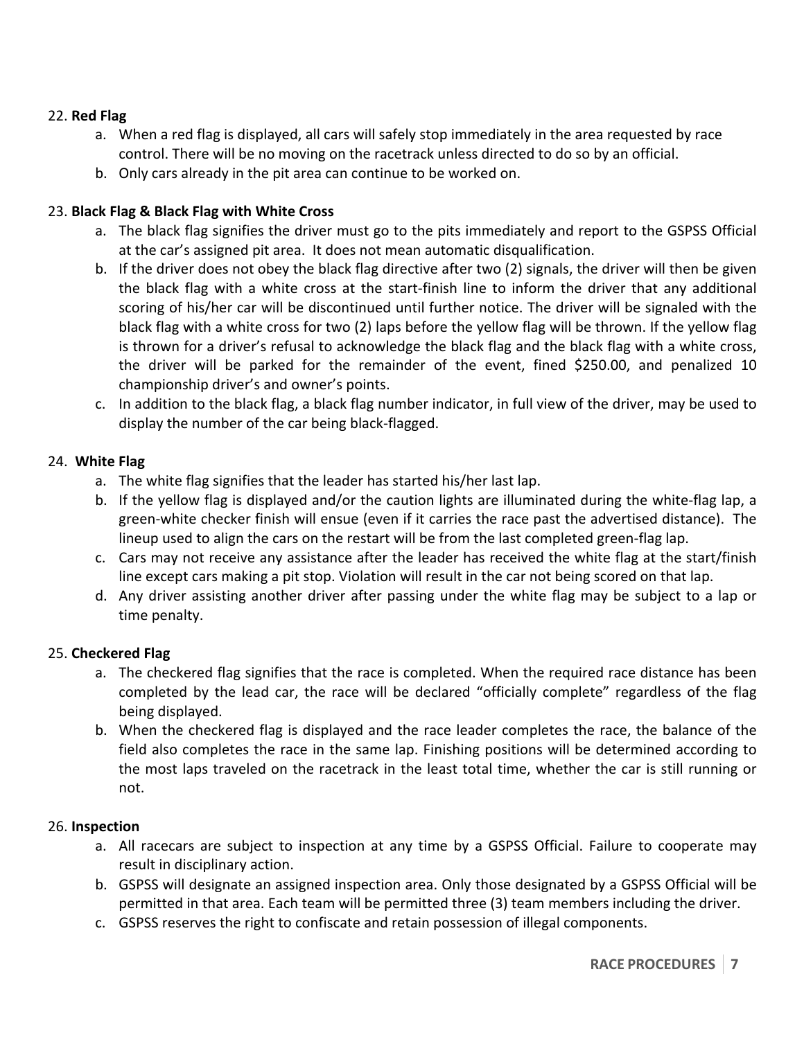22. **Red Flag**
    a. When a red flag is displayed, all cars will safely stop immediately in the area requested by race control. There will be no moving on the racetrack unless directed to do so by an official.
    b. Only cars already in the pit area can continue to be worked on.

23. **Black Flag & Black Flag with White Cross**
    a. The black flag signifies the driver must go to the pits immediately and report to the GSPSS Official at the car's assigned pit area. It does not mean automatic disqualification.
    b. If the driver does not obey the black flag directive after two (2) signals, the driver will then be given the black flag with a white cross at the start-finish line to inform the driver that any additional scoring of his/her car will be discontinued until further notice. The driver will be signaled with the black flag with a white cross for two (2) laps before the yellow flag will be thrown. If the yellow flag is thrown for a driver's refusal to acknowledge the black flag and the black flag with a white cross, the driver will be parked for the remainder of the event, fined $250.00, and penalized 10 championship driver's and owner's points.
    c. In addition to the black flag, a black flag number indicator, in full view of the driver, may be used to display the number of the car being black-flagged.

24. **White Flag**
    a. The white flag signifies that the leader has started his/her last lap.
    b. If the yellow flag is displayed and/or the caution lights are illuminated during the white-flag lap, a green-white checker finish will ensue (even if it carries the race past the advertised distance). The lineup used to align the cars on the restart will be from the last completed green-flag lap.
    c. Cars may not receive any assistance after the leader has received the white flag at the start/finish line except cars making a pit stop. Violation will result in the car not being scored on that lap.
    d. Any driver assisting another driver after passing under the white flag may be subject to a lap or time penalty.

25. **Checkered Flag**
    a. The checkered flag signifies that the race is completed. When the required race distance has been completed by the lead car, the race will be declared "officially complete" regardless of the flag being displayed.
    b. When the checkered flag is displayed and the race leader completes the race, the balance of the field also completes the race in the same lap. Finishing positions will be determined according to the most laps traveled on the racetrack in the least total time, whether the car is still running or not.

26. **Inspection**
    a. All racecars are subject to inspection at any time by a GSPSS Official. Failure to cooperate may result in disciplinary action.
    b. GSPSS will designate an assigned inspection area. Only those designated by a GSPSS Official will be permitted in that area. Each team will be permitted three (3) team members including the driver.
    c. GSPSS reserves the right to confiscate and retain possession of illegal components.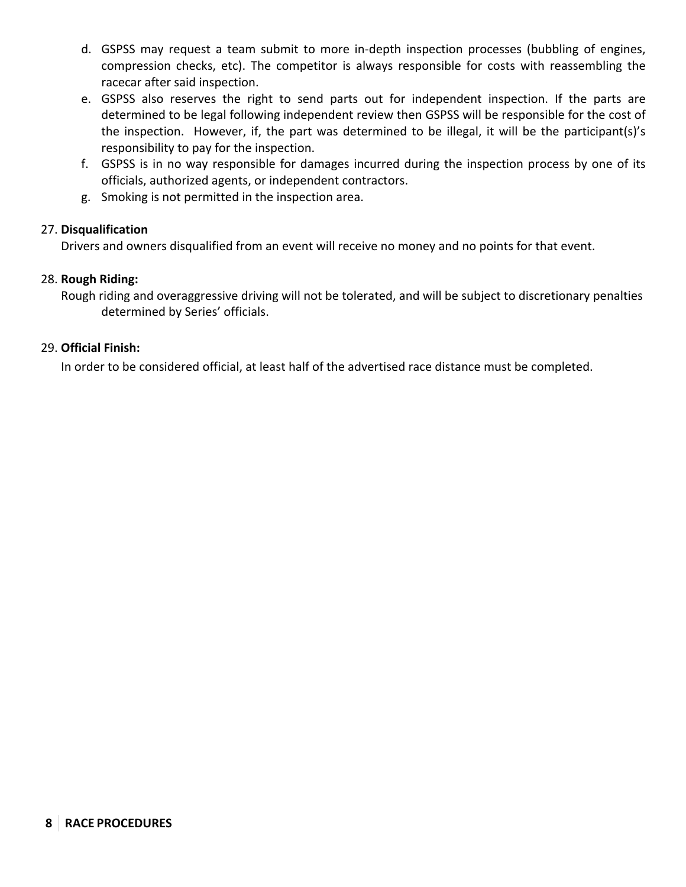d. GSPSS may request a team submit to more in-depth inspection processes (bubbling of engines, compression checks, etc). The competitor is always responsible for costs with reassembling the racecar after said inspection.
e. GSPSS also reserves the right to send parts out for independent inspection. If the parts are determined to be legal following independent review then GSPSS will be responsible for the cost of the inspection. However, if, the part was determined to be illegal, it will be the participant(s)'s responsibility to pay for the inspection.
f. GSPSS is in no way responsible for damages incurred during the inspection process by one of its officials, authorized agents, or independent contractors.
g. Smoking is not permitted in the inspection area.

27. **Disqualification**
    Drivers and owners disqualified from an event will receive no money and no points for that event.

28. **Rough Riding:**
    Rough riding and overaggressive driving will not be tolerated, and will be subject to discretionary penalties determined by Series' officials.

29. **Official Finish:**
    In order to be considered official, at least half of the advertised race distance must be completed.